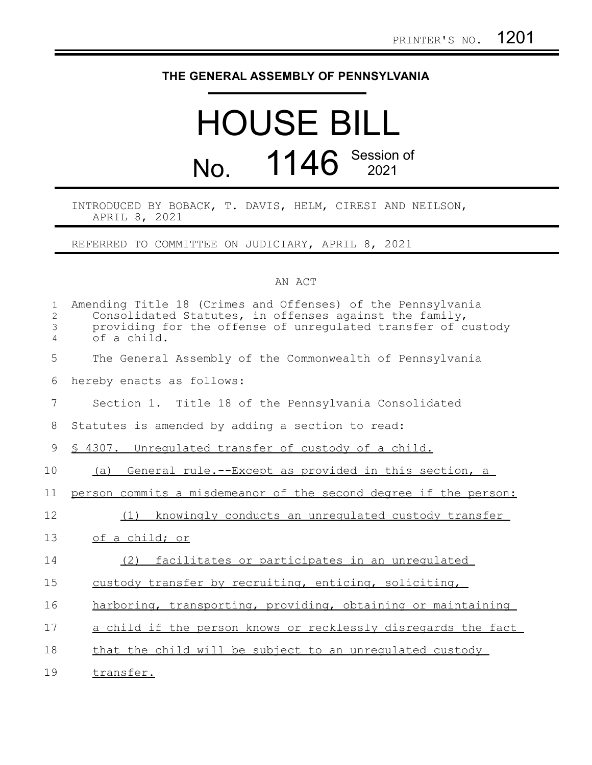PRINTER'S NO. 1201

# THE GENERAL ASSEMBLY OF PENNSYLVANIA

# HOUSE BILL

## No. 1146 Session of 2021

INTRODUCED BY BOBACK, T. DAVIS, HELM, CIRESI AND NEILSON, APRIL 8, 2021

REFERRED TO COMMITTEE ON JUDICIARY, APRIL 8, 2021

AN ACT

Amending Title 18 (Crimes and Offenses) of the Pennsylvania Consolidated Statutes, in offenses against the family, providing for the offense of unregulated transfer of custody of a child.

The General Assembly of the Commonwealth of Pennsylvania hereby enacts as follows:

Section 1. Title 18 of the Pennsylvania Consolidated Statutes is amended by adding a section to read:

§ 4307. Unregulated transfer of custody of a child.

(a) General rule.--Except as provided in this section, a person commits a misdemeanor of the second degree if the person:

(1) knowingly conducts an unregulated custody transfer of a child; or

(2) facilitates or participates in an unregulated custody transfer by recruiting, enticing, soliciting, harboring, transporting, providing, obtaining or maintaining a child if the person knows or recklessly disregards the fact that the child will be subject to an unregulated custody transfer.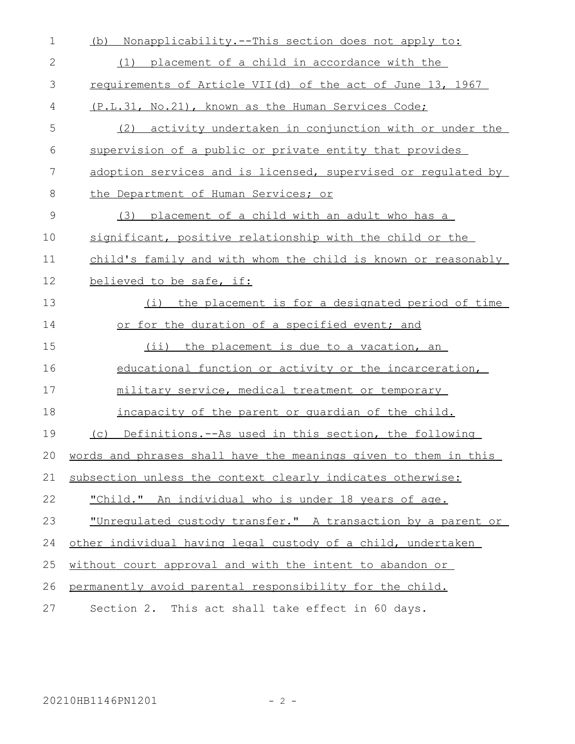(b) Nonapplicability.--This section does not apply to:

(1) placement of a child in accordance with the requirements of Article VII(d) of the act of June 13, 1967 (P.L.31, No.21), known as the Human Services Code;

(2) activity undertaken in conjunction with or under the supervision of a public or private entity that provides adoption services and is licensed, supervised or regulated by the Department of Human Services; or

(3) placement of a child with an adult who has a significant, positive relationship with the child or the child's family and with whom the child is known or reasonably believed to be safe, if:

(i) the placement is for a designated period of time or for the duration of a specified event; and

(ii) the placement is due to a vacation, an educational function or activity or the incarceration, military service, medical treatment or temporary incapacity of the parent or guardian of the child.

(c) Definitions.--As used in this section, the following words and phrases shall have the meanings given to them in this subsection unless the context clearly indicates otherwise:

"Child." An individual who is under 18 years of age.

"Unregulated custody transfer." A transaction by a parent or other individual having legal custody of a child, undertaken without court approval and with the intent to abandon or permanently avoid parental responsibility for the child.

Section 2. This act shall take effect in 60 days.